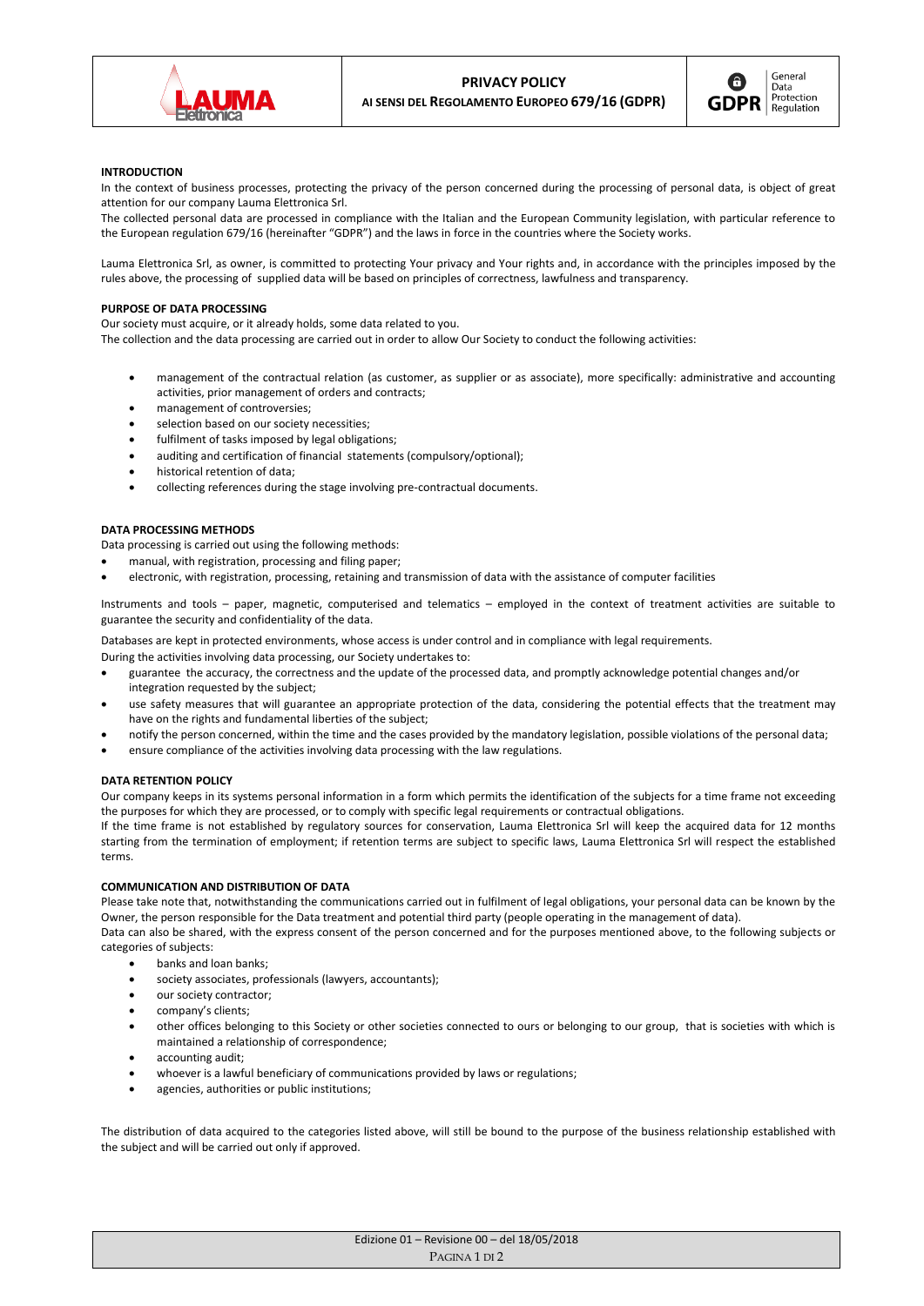# PRIVACY POLICY
## AI SENSI DEL REGOLAMENTO EUROPEO 679/16 (GDPR)

### INTRODUCTION

In the context of business processes, protecting the privacy of the person concerned during the processing of personal data, is object of great attention for our company Lauma Elettronica Srl.

The collected personal data are processed in compliance with the Italian and the European Community legislation, with particular reference to the European regulation 679/16 (hereinafter "GDPR") and the laws in force in the countries where the Society works.

Lauma Elettronica Srl, as owner, is committed to protecting Your privacy and Your rights and, in accordance with the principles imposed by the rules above, the processing of supplied data will be based on principles of correctness, lawfulness and transparency.

### PURPOSE OF DATA PROCESSING

Our society must acquire, or it already holds, some data related to you.

The collection and the data processing are carried out in order to allow Our Society to conduct the following activities:

- management of the contractual relation (as customer, as supplier or as associate), more specifically: administrative and accounting activities, prior management of orders and contracts;
- management of controversies;
- selection based on our society necessities;
- fulfilment of tasks imposed by legal obligations;
- auditing and certification of financial statements (compulsory/optional);
- historical retention of data;
- collecting references during the stage involving pre-contractual documents.

### DATA PROCESSING METHODS

Data processing is carried out using the following methods:

- manual, with registration, processing and filing paper;
- electronic, with registration, processing, retaining and transmission of data with the assistance of computer facilities

Instruments and tools – paper, magnetic, computerised and telematics – employed in the context of treatment activities are suitable to guarantee the security and confidentiality of the data.

Databases are kept in protected environments, whose access is under control and in compliance with legal requirements.

During the activities involving data processing, our Society undertakes to:

- guarantee the accuracy, the correctness and the update of the processed data, and promptly acknowledge potential changes and/or integration requested by the subject;
- use safety measures that will guarantee an appropriate protection of the data, considering the potential effects that the treatment may have on the rights and fundamental liberties of the subject;
- notify the person concerned, within the time and the cases provided by the mandatory legislation, possible violations of the personal data;
- ensure compliance of the activities involving data processing with the law regulations.

### DATA RETENTION POLICY

Our company keeps in its systems personal information in a form which permits the identification of the subjects for a time frame not exceeding the purposes for which they are processed, or to comply with specific legal requirements or contractual obligations.

If the time frame is not established by regulatory sources for conservation, Lauma Elettronica Srl will keep the acquired data for 12 months starting from the termination of employment; if retention terms are subject to specific laws, Lauma Elettronica Srl will respect the established terms.

### COMMUNICATION AND DISTRIBUTION OF DATA

Please take note that, notwithstanding the communications carried out in fulfilment of legal obligations, your personal data can be known by the Owner, the person responsible for the Data treatment and potential third party (people operating in the management of data).

Data can also be shared, with the express consent of the person concerned and for the purposes mentioned above, to the following subjects or categories of subjects:

- banks and loan banks;
- society associates, professionals (lawyers, accountants);
- our society contractor;
- company's clients;
- other offices belonging to this Society or other societies connected to ours or belonging to our group, that is societies with which is maintained a relationship of correspondence;
- accounting audit;
- whoever is a lawful beneficiary of communications provided by laws or regulations;
- agencies, authorities or public institutions;

The distribution of data acquired to the categories listed above, will still be bound to the purpose of the business relationship established with the subject and will be carried out only if approved.

Edizione 01 – Revisione 00 – del 18/05/2018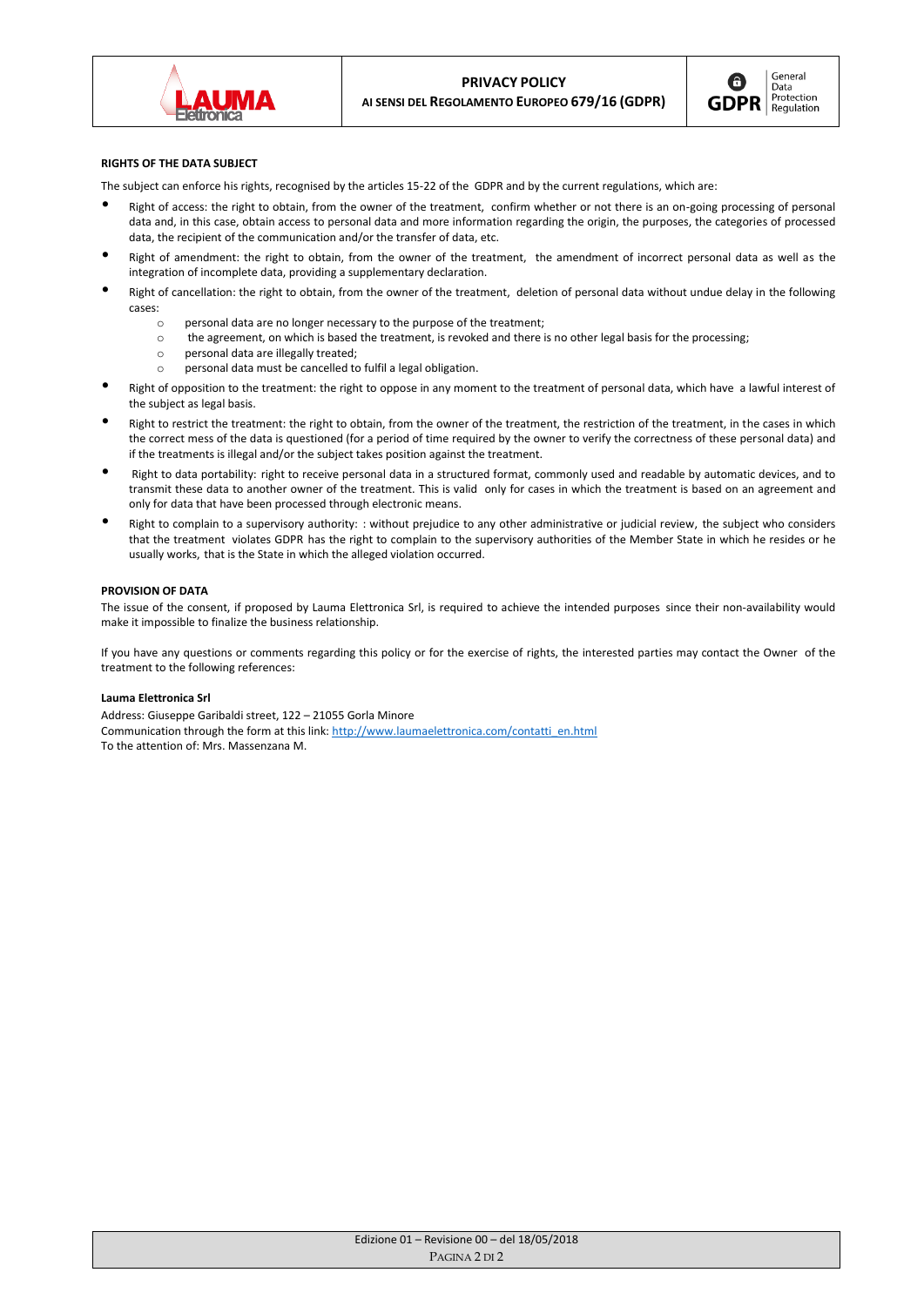## RIGHTS OF THE DATA SUBJECT

The subject can enforce his rights, recognised by the articles 15-22 of the GDPR and by the current regulations, which are:

- Right of access: the right to obtain, from the owner of the treatment, confirm whether or not there is an on-going processing of personal data and, in this case, obtain access to personal data and more information regarding the origin, the purposes, the categories of processed data, the recipient of the communication and/or the transfer of data, etc.
- Right of amendment: the right to obtain, from the owner of the treatment, the amendment of incorrect personal data as well as the integration of incomplete data, providing a supplementary declaration.
- Right of cancellation: the right to obtain, from the owner of the treatment, deletion of personal data without undue delay in the following cases:
  - personal data are no longer necessary to the purpose of the treatment;
  - the agreement, on which is based the treatment, is revoked and there is no other legal basis for the processing;
  - personal data are illegally treated;
  - personal data must be cancelled to fulfil a legal obligation.
- Right of opposition to the treatment: the right to oppose in any moment to the treatment of personal data, which have a lawful interest of the subject as legal basis.
- Right to restrict the treatment: the right to obtain, from the owner of the treatment, the restriction of the treatment, in the cases in which the correct mess of the data is questioned (for a period of time required by the owner to verify the correctness of these personal data) and if the treatments is illegal and/or the subject takes position against the treatment.
- Right to data portability: right to receive personal data in a structured format, commonly used and readable by automatic devices, and to transmit these data to another owner of the treatment. This is valid only for cases in which the treatment is based on an agreement and only for data that have been processed through electronic means.
- Right to complain to a supervisory authority: : without prejudice to any other administrative or judicial review, the subject who considers that the treatment violates GDPR has the right to complain to the supervisory authorities of the Member State in which he resides or he usually works, that is the State in which the alleged violation occurred.

## PROVISION OF DATA

The issue of the consent, if proposed by Lauma Elettronica Srl, is required to achieve the intended purposes since their non-availability would make it impossible to finalize the business relationship.

If you have any questions or comments regarding this policy or for the exercise of rights, the interested parties may contact the Owner of the treatment to the following references:

**Lauma Elettronica Srl**

Address: Giuseppe Garibaldi street, 122 – 21055 Gorla Minore
Communication through the form at this link: [http://www.laumaelettronica.com/contatti_en.html](http://www.laumaelettronica.com/contatti_en.html)
To the attention of: Mrs. Massenzana M.

Edizione 01 – Revisione 00 – del 18/05/2018